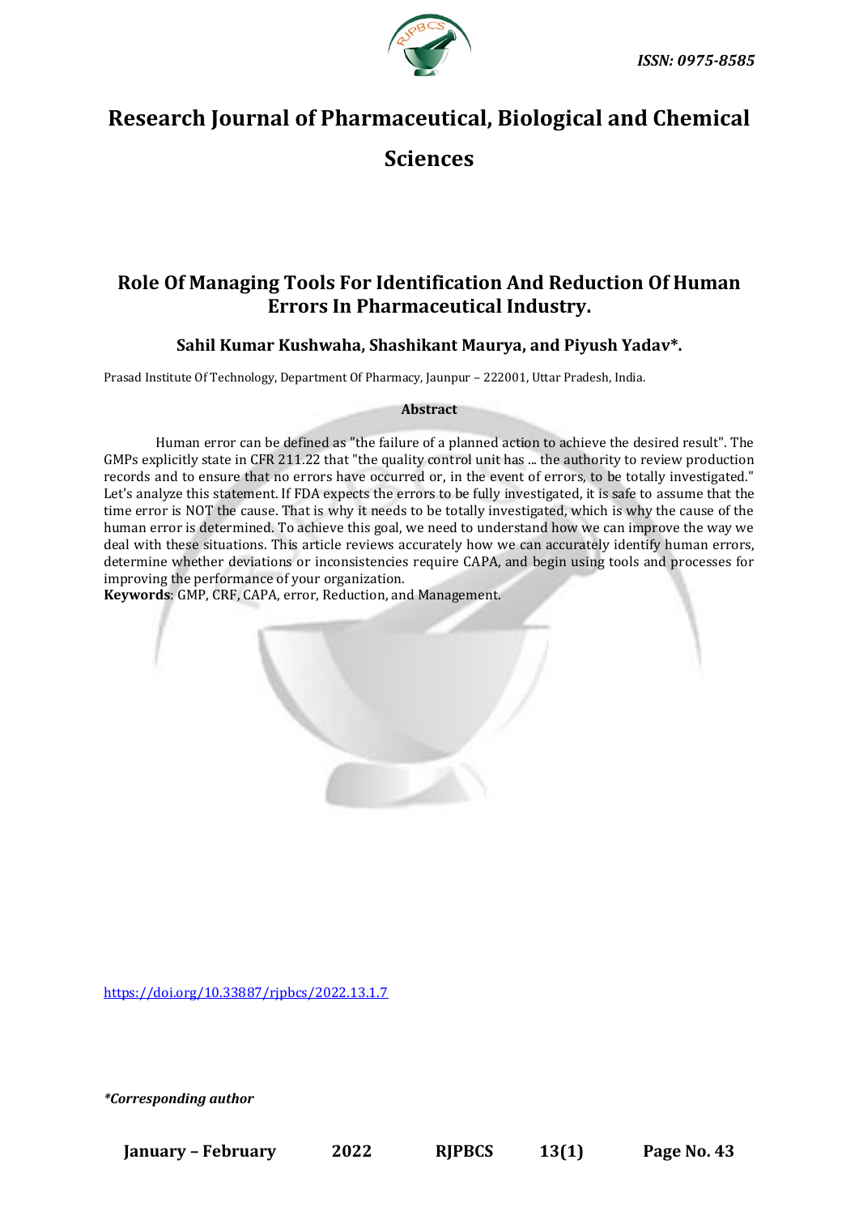ISSN: 0975-8585

# Research Journal of Pharmaceutical, Biological and Chemical Sciences

## Role Of Managing Tools For Identification And Reduction Of Human Errors In Pharmaceutical Industry.

**Sahil Kumar Kushwaha, Shashikant Maurya, and Piyush Yadav*.**

Prasad Institute Of Technology, Department Of Pharmacy, Jaunpur – 222001, Uttar Pradesh, India.

**Abstract**

Human error can be defined as "the failure of a planned action to achieve the desired result". The GMPs explicitly state in CFR 211.22 that "the quality control unit has ... the authority to review production records and to ensure that no errors have occurred or, in the event of errors, to be totally investigated." Let's analyze this statement. If FDA expects the errors to be fully investigated, it is safe to assume that the time error is NOT the cause. That is why it needs to be totally investigated, which is why the cause of the human error is determined. To achieve this goal, we need to understand how we can improve the way we deal with these situations. This article reviews accurately how we can accurately identify human errors, determine whether deviations or inconsistencies require CAPA, and begin using tools and processes for improving the performance of your organization.

**Keywords**: GMP, CRF, CAPA, error, Reduction, and Management.

https://doi.org/10.33887/rjpbcs/2022.13.1.7

*\*Corresponding author*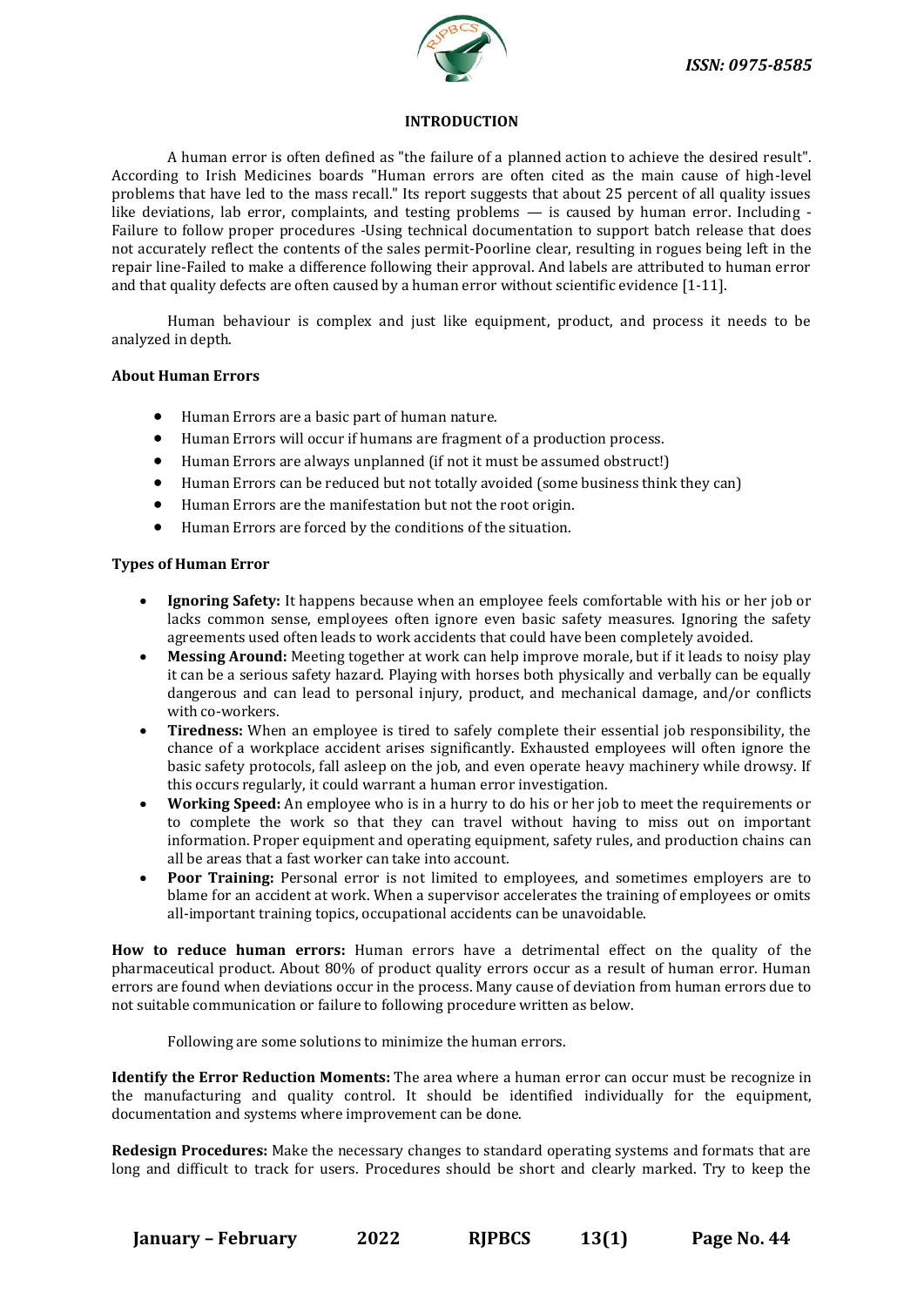## INTRODUCTION

A human error is often defined as "the failure of a planned action to achieve the desired result". According to Irish Medicines boards "Human errors are often cited as the main cause of high-level problems that have led to the mass recall." Its report suggests that about 25 percent of all quality issues like deviations, lab error, complaints, and testing problems — is caused by human error. Including -Failure to follow proper procedures -Using technical documentation to support batch release that does not accurately reflect the contents of the sales permit-Poorline clear, resulting in rogues being left in the repair line-Failed to make a difference following their approval. And labels are attributed to human error and that quality defects are often caused by a human error without scientific evidence [1-11].

Human behaviour is complex and just like equipment, product, and process it needs to be analyzed in depth.

### About Human Errors

- Human Errors are a basic part of human nature.
- Human Errors will occur if humans are fragment of a production process.
- Human Errors are always unplanned (if not it must be assumed obstruct!)
- Human Errors can be reduced but not totally avoided (some business think they can)
- Human Errors are the manifestation but not the root origin.
- Human Errors are forced by the conditions of the situation.

### Types of Human Error

- **Ignoring Safety:** It happens because when an employee feels comfortable with his or her job or lacks common sense, employees often ignore even basic safety measures. Ignoring the safety agreements used often leads to work accidents that could have been completely avoided.
- **Messing Around:** Meeting together at work can help improve morale, but if it leads to noisy play it can be a serious safety hazard. Playing with horses both physically and verbally can be equally dangerous and can lead to personal injury, product, and mechanical damage, and/or conflicts with co-workers.
- **Tiredness:** When an employee is tired to safely complete their essential job responsibility, the chance of a workplace accident arises significantly. Exhausted employees will often ignore the basic safety protocols, fall asleep on the job, and even operate heavy machinery while drowsy. If this occurs regularly, it could warrant a human error investigation.
- **Working Speed:** An employee who is in a hurry to do his or her job to meet the requirements or to complete the work so that they can travel without having to miss out on important information. Proper equipment and operating equipment, safety rules, and production chains can all be areas that a fast worker can take into account.
- **Poor Training:** Personal error is not limited to employees, and sometimes employers are to blame for an accident at work. When a supervisor accelerates the training of employees or omits all-important training topics, occupational accidents can be unavoidable.

**How to reduce human errors:** Human errors have a detrimental effect on the quality of the pharmaceutical product. About 80% of product quality errors occur as a result of human error. Human errors are found when deviations occur in the process. Many cause of deviation from human errors due to not suitable communication or failure to following procedure written as below.

Following are some solutions to minimize the human errors.

**Identify the Error Reduction Moments:** The area where a human error can occur must be recognize in the manufacturing and quality control. It should be identified individually for the equipment, documentation and systems where improvement can be done.

**Redesign Procedures:** Make the necessary changes to standard operating systems and formats that are long and difficult to track for users. Procedures should be short and clearly marked. Try to keep the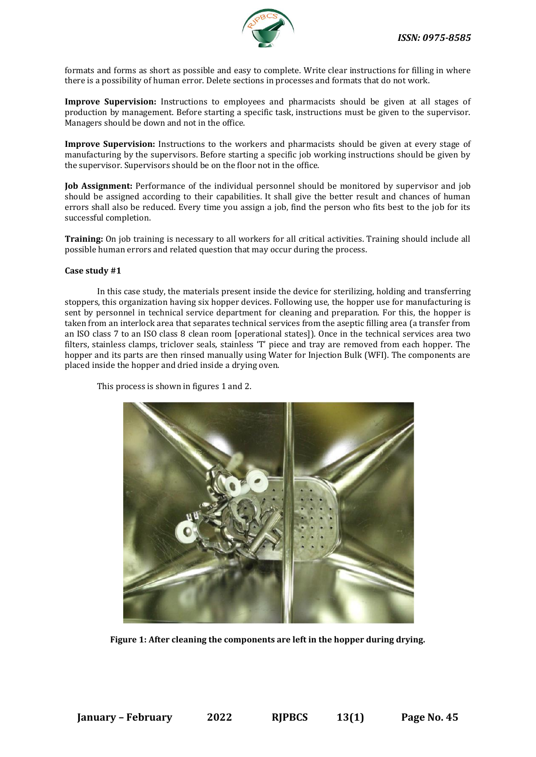formats and forms as short as possible and easy to complete. Write clear instructions for filling in where there is a possibility of human error. Delete sections in processes and formats that do not work.

**Improve Supervision:** Instructions to employees and pharmacists should be given at all stages of production by management. Before starting a specific task, instructions must be given to the supervisor. Managers should be down and not in the office.

**Improve Supervision:** Instructions to the workers and pharmacists should be given at every stage of manufacturing by the supervisors. Before starting a specific job working instructions should be given by the supervisor. Supervisors should be on the floor not in the office.

**Job Assignment:** Performance of the individual personnel should be monitored by supervisor and job should be assigned according to their capabilities. It shall give the better result and chances of human errors shall also be reduced. Every time you assign a job, find the person who fits best to the job for its successful completion.

**Training:** On job training is necessary to all workers for all critical activities. Training should include all possible human errors and related question that may occur during the process.

**Case study #1**

In this case study, the materials present inside the device for sterilizing, holding and transferring stoppers, this organization having six hopper devices. Following use, the hopper use for manufacturing is sent by personnel in technical service department for cleaning and preparation. For this, the hopper is taken from an interlock area that separates technical services from the aseptic filling area (a transfer from an ISO class 7 to an ISO class 8 clean room [operational states]). Once in the technical services area two filters, stainless clamps, triclover seals, stainless 'T' piece and tray are removed from each hopper. The hopper and its parts are then rinsed manually using Water for Injection Bulk (WFI). The components are placed inside the hopper and dried inside a drying oven.

This process is shown in figures 1 and 2.

**Figure 1: After cleaning the components are left in the hopper during drying.**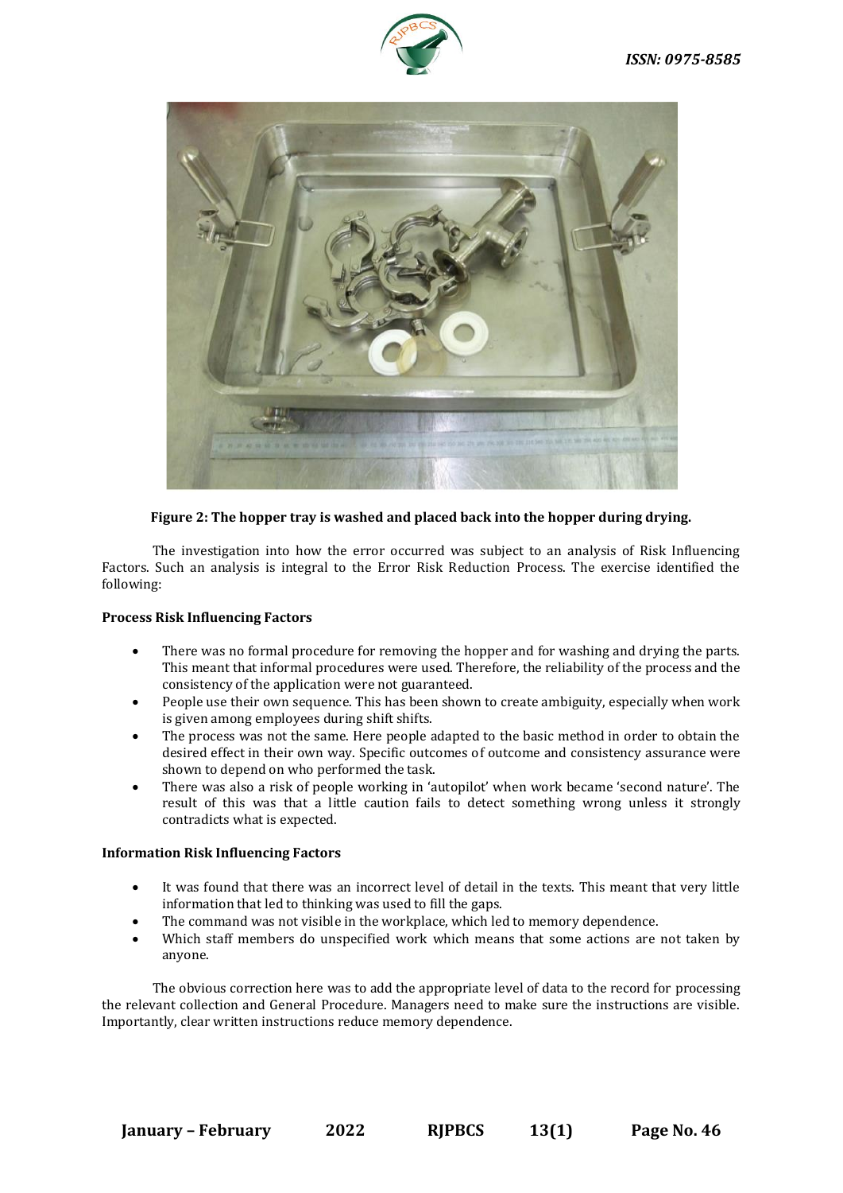**Figure 2: The hopper tray is washed and placed back into the hopper during drying.**

The investigation into how the error occurred was subject to an analysis of Risk Influencing Factors. Such an analysis is integral to the Error Risk Reduction Process. The exercise identified the following:

**Process Risk Influencing Factors**

- There was no formal procedure for removing the hopper and for washing and drying the parts. This meant that informal procedures were used. Therefore, the reliability of the process and the consistency of the application were not guaranteed.
- People use their own sequence. This has been shown to create ambiguity, especially when work is given among employees during shift shifts.
- The process was not the same. Here people adapted to the basic method in order to obtain the desired effect in their own way. Specific outcomes of outcome and consistency assurance were shown to depend on who performed the task.
- There was also a risk of people working in 'autopilot' when work became 'second nature'. The result of this was that a little caution fails to detect something wrong unless it strongly contradicts what is expected.

**Information Risk Influencing Factors**

- It was found that there was an incorrect level of detail in the texts. This meant that very little information that led to thinking was used to fill the gaps.
- The command was not visible in the workplace, which led to memory dependence.
- Which staff members do unspecified work which means that some actions are not taken by anyone.

The obvious correction here was to add the appropriate level of data to the record for processing the relevant collection and General Procedure. Managers need to make sure the instructions are visible. Importantly, clear written instructions reduce memory dependence.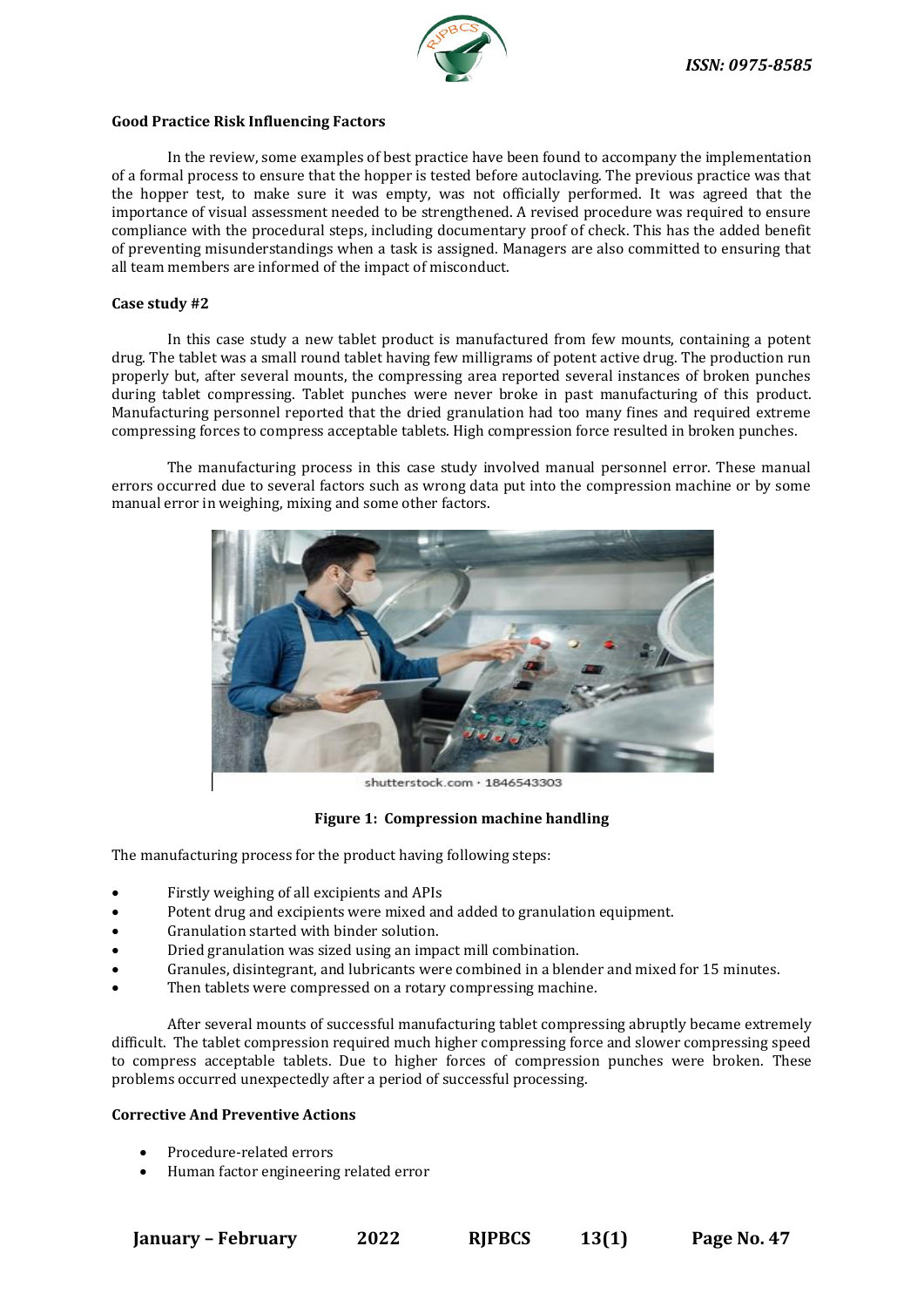**Good Practice Risk Influencing Factors**

In the review, some examples of best practice have been found to accompany the implementation of a formal process to ensure that the hopper is tested before autoclaving. The previous practice was that the hopper test, to make sure it was empty, was not officially performed. It was agreed that the importance of visual assessment needed to be strengthened. A revised procedure was required to ensure compliance with the procedural steps, including documentary proof of check. This has the added benefit of preventing misunderstandings when a task is assigned. Managers are also committed to ensuring that all team members are informed of the impact of misconduct.

**Case study #2**

In this case study a new tablet product is manufactured from few mounts, containing a potent drug. The tablet was a small round tablet having few milligrams of potent active drug. The production run properly but, after several mounts, the compressing area reported several instances of broken punches during tablet compressing. Tablet punches were never broke in past manufacturing of this product. Manufacturing personnel reported that the dried granulation had too many fines and required extreme compressing forces to compress acceptable tablets. High compression force resulted in broken punches.

The manufacturing process in this case study involved manual personnel error. These manual errors occurred due to several factors such as wrong data put into the compression machine or by some manual error in weighing, mixing and some other factors.

shutterstock.com · 1846543303

**Figure 1: Compression machine handling**

The manufacturing process for the product having following steps:

- Firstly weighing of all excipients and APIs
- Potent drug and excipients were mixed and added to granulation equipment.
- Granulation started with binder solution.
- Dried granulation was sized using an impact mill combination.
- Granules, disintegrant, and lubricants were combined in a blender and mixed for 15 minutes.
- Then tablets were compressed on a rotary compressing machine.

After several mounts of successful manufacturing tablet compressing abruptly became extremely difficult. The tablet compression required much higher compressing force and slower compressing speed to compress acceptable tablets. Due to higher forces of compression punches were broken. These problems occurred unexpectedly after a period of successful processing.

**Corrective And Preventive Actions**

- Procedure-related errors
- Human factor engineering related error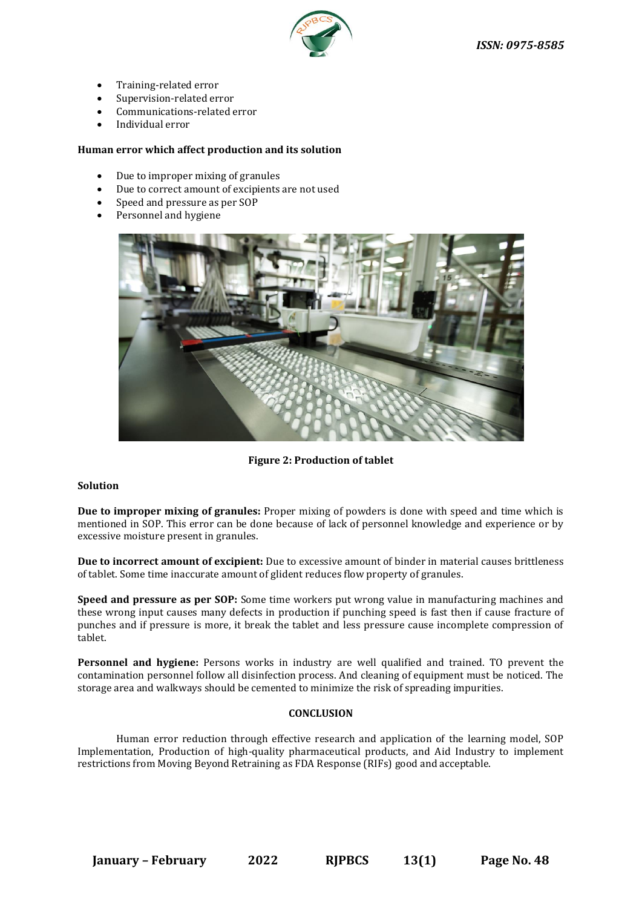- Training-related error
- Supervision-related error
- Communications-related error
- Individual error

**Human error which affect production and its solution**

- Due to improper mixing of granules
- Due to correct amount of excipients are not used
- Speed and pressure as per SOP
- Personnel and hygiene

**Figure 2: Production of tablet**

**Solution**

**Due to improper mixing of granules:** Proper mixing of powders is done with speed and time which is mentioned in SOP. This error can be done because of lack of personnel knowledge and experience or by excessive moisture present in granules.

**Due to incorrect amount of excipient:** Due to excessive amount of binder in material causes brittleness of tablet. Some time inaccurate amount of glident reduces flow property of granules.

**Speed and pressure as per SOP:** Some time workers put wrong value in manufacturing machines and these wrong input causes many defects in production if punching speed is fast then if cause fracture of punches and if pressure is more, it break the tablet and less pressure cause incomplete compression of tablet.

**Personnel and hygiene:** Persons works in industry are well qualified and trained. TO prevent the contamination personnel follow all disinfection process. And cleaning of equipment must be noticed. The storage area and walkways should be cemented to minimize the risk of spreading impurities.

## CONCLUSION

Human error reduction through effective research and application of the learning model, SOP Implementation, Production of high-quality pharmaceutical products, and Aid Industry to implement restrictions from Moving Beyond Retraining as FDA Response (RIFs) good and acceptable.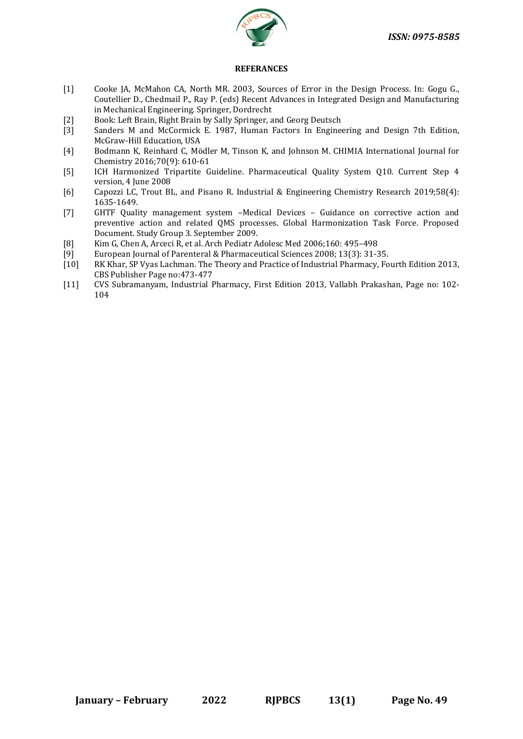## REFERANCES

[1] Cooke JA, McMahon CA, North MR. 2003, Sources of Error in the Design Process. In: Gogu G., Coutellier D., Chedmail P., Ray P. (eds) Recent Advances in Integrated Design and Manufacturing in Mechanical Engineering. Springer, Dordrecht

[2] Book: Left Brain, Right Brain by Sally Springer, and Georg Deutsch

[3] Sanders M and McCormick E. 1987, Human Factors In Engineering and Design 7th Edition, McGraw-Hill Education, USA

[4] Bodmann K, Reinhard C, Mödler M, Tinson K, and Johnson M. CHIMIA International Journal for Chemistry 2016;70(9): 610-61

[5] ICH Harmonized Tripartite Guideline. Pharmaceutical Quality System Q10. Current Step 4 version, 4 June 2008

[6] Capozzi LC, Trout BL, and Pisano R. Industrial & Engineering Chemistry Research 2019;58(4): 1635-1649.

[7] GHTF Quality management system –Medical Devices – Guidance on corrective action and preventive action and related QMS processes. Global Harmonization Task Force. Proposed Document. Study Group 3. September 2009.

[8] Kim G, Chen A, Arceci R, et al. Arch Pediatr Adolesc Med 2006;160: 495–498

[9] European Journal of Parenteral & Pharmaceutical Sciences 2008; 13(3): 31-35.

[10] RK Khar, SP Vyas Lachman. The Theory and Practice of Industrial Pharmacy, Fourth Edition 2013, CBS Publisher Page no:473-477

[11] CVS Subramanyam, Industrial Pharmacy, First Edition 2013, Vallabh Prakashan, Page no: 102-104